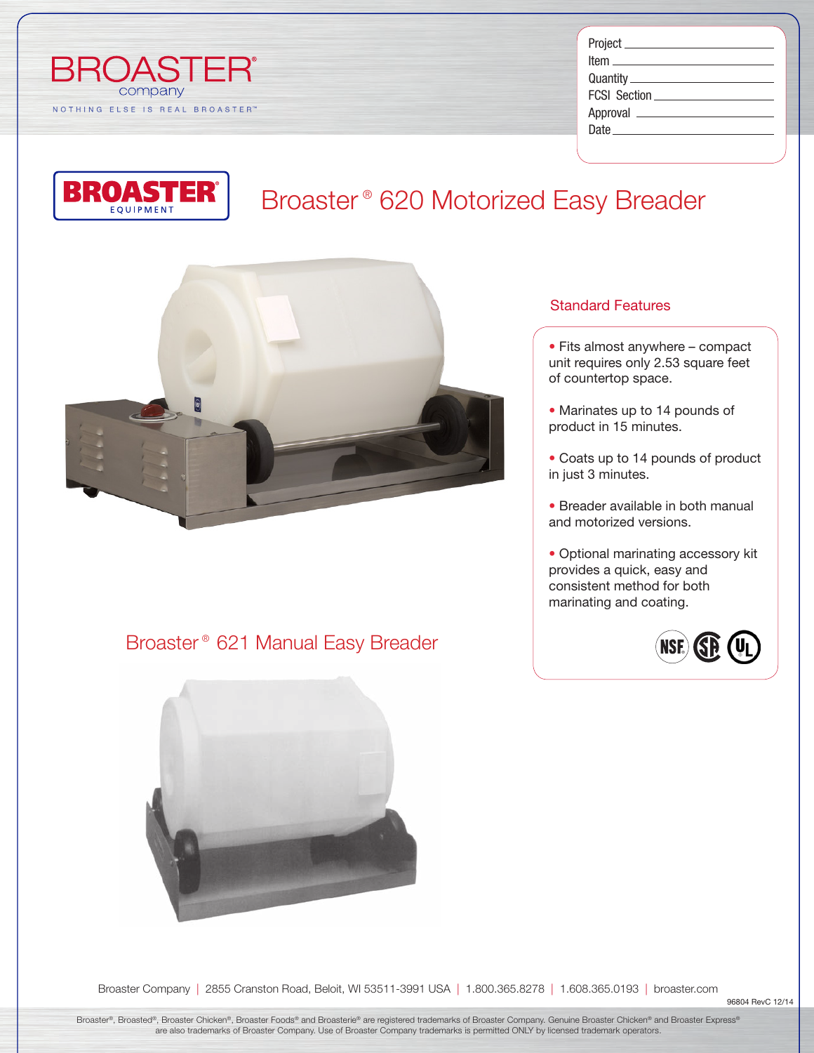BROASTER® company

NOTHING ELSE IS REAL BROASTER™

Project ____________________

Item ____________________

Quantity ____________________

FCSI Section ____________________

Approval ____________________

Date ____________________

BROASTER® EQUIPMENT

# Broaster® 620 Motorized Easy Breader

## Standard Features

- Fits almost anywhere – compact unit requires only 2.53 square feet of countertop space.
- Marinates up to 14 pounds of product in 15 minutes.
- Coats up to 14 pounds of product in just 3 minutes.
- Breader available in both manual and motorized versions.
- Optional marinating accessory kit provides a quick, easy and consistent method for both marinating and coating.

NSF CSA UL

# Broaster® 621 Manual Easy Breader

Broaster Company | 2855 Cranston Road, Beloit, WI 53511-3991 USA | 1.800.365.8278 | 1.608.365.0193 | broaster.com

96804 RevC 12/14

Broaster®, Broasted®, Broaster Chicken®, Broaster Foods® and Broasterie® are registered trademarks of Broaster Company. Genuine Broaster Chicken® and Broaster Express® are also trademarks of Broaster Company. Use of Broaster Company trademarks is permitted ONLY by licensed trademark operators.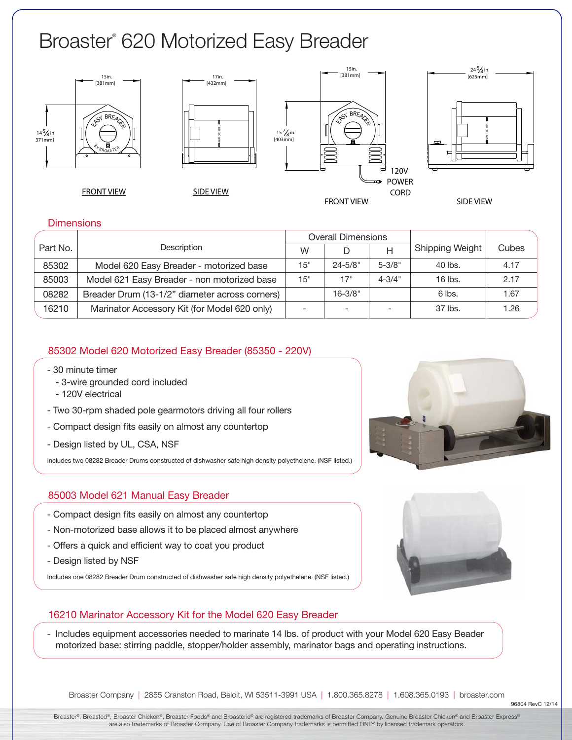# Broaster® 620 Motorized Easy Breader

15in. [381mm]
14 5/8 in. 371mm]
FRONT VIEW

17in. [432mm]
SIDE VIEW

15in. [381mm]
15 7/8 in. [403mm]
120V POWER CORD
FRONT VIEW

24 5/8 in. [625mm]
SIDE VIEW

## Dimensions

| Part No. | Description | Overall Dimensions | | | Shipping Weight | Cubes |
|---|---|---|---|---|---|---|
| | | W | D | H | | |
| 85302 | Model 620 Easy Breader - motorized base | 15" | 24-5/8" | 5-3/8" | 40 lbs. | 4.17 |
| 85003 | Model 621 Easy Breader - non motorized base | 15" | 17" | 4-3/4" | 16 lbs. | 2.17 |
| 08282 | Breader Drum (13-1/2" diameter across corners) | | 16-3/8" | | 6 lbs. | 1.67 |
| 16210 | Marinator Accessory Kit (for Model 620 only) | - | - | - | 37 lbs. | 1.26 |

## 85302 Model 620 Motorized Easy Breader (85350 - 220V)

- 30 minute timer
  - 3-wire grounded cord included
  - 120V electrical
- Two 30-rpm shaded pole gearmotors driving all four rollers
- Compact design fits easily on almost any countertop
- Design listed by UL, CSA, NSF

Includes two 08282 Breader Drums constructed of dishwasher safe high density polyethelene. (NSF listed.)

## 85003 Model 621 Manual Easy Breader

- Compact design fits easily on almost any countertop
- Non-motorized base allows it to be placed almost anywhere
- Offers a quick and efficient way to coat you product
- Design listed by NSF

Includes one 08282 Breader Drum constructed of dishwasher safe high density polyethelene. (NSF listed.)

## 16210 Marinator Accessory Kit for the Model 620 Easy Breader

- Includes equipment accessories needed to marinate 14 lbs. of product with your Model 620 Easy Beader motorized base: stirring paddle, stopper/holder assembly, marinator bags and operating instructions.

Broaster Company | 2855 Cranston Road, Beloit, WI 53511-3991 USA | 1.800.365.8278 | 1.608.365.0193 | broaster.com

96804 RevC 12/14

Broaster®, Broasted®, Broaster Chicken®, Broaster Foods® and Broasterie® are registered trademarks of Broaster Company. Genuine Broaster Chicken® and Broaster Express® are also trademarks of Broaster Company. Use of Broaster Company trademarks is permitted ONLY by licensed trademark operators.